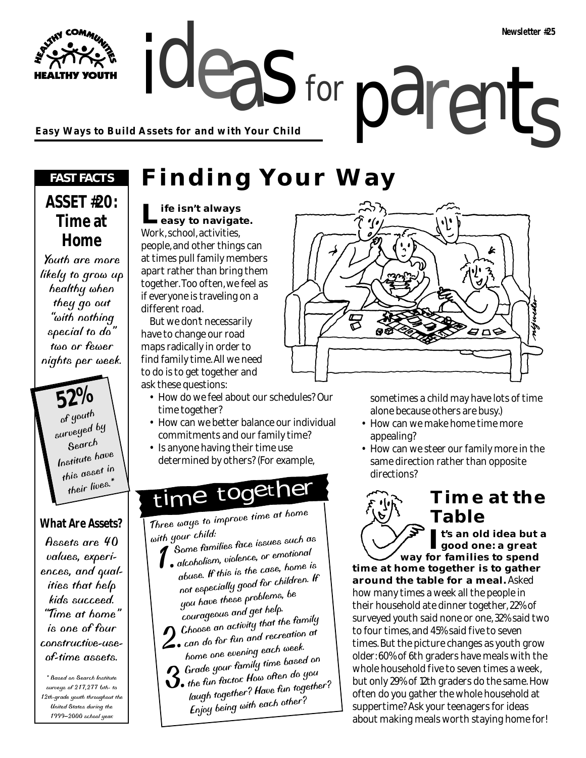Newsletter #25

# ideas for parents

**Easy Ways to Build Assets for and with Your Child**

## FAST FACTS

### ASSET #20: Time at Home

Youth are more likely to grow up healthy when they go out "with nothing special to do" two or fewer nights per week.

**52%** of youth surveyed by Search Institute have this asset in their lives.*

### What Are Assets?

Assets are 40 values, experiences, and qualities that help kids succeed. "Time at home" is one of four constructive-use-of-time assets.

\* Based on Search Institute surveys of 217,277 6th- to 12th-grade youth throughout the United States during the 1999–2000 school year.

# Finding Your Way

**Life isn't always easy to navigate.** Work, school, activities, people, and other things can at times pull family members apart rather than bring them together. Too often, we feel as if everyone is traveling on a different road.

But we don't necessarily have to change our road maps radically in order to find family time. All we need to do is to get together and ask these questions:

- How do we feel about our schedules? Our time together?
- How can we better balance our individual commitments and our family time?
- Is anyone having their time use determined by others? (For example, sometimes a child may have lots of time alone because others are busy.)
- How can we make home time more appealing?
- How can we steer our family more in the same direction rather than opposite directions?

## time together

Three ways to improve time at home with your child:

1. Some families face issues such as alcoholism, violence, or emotional abuse. If this is the case, home is not especially good for children. If you have these problems, be courageous and get help.
2. Choose an activity that the family can do for fun and recreation at home one evening each week.
3. Grade your family time based on the fun factor. How often do you laugh together? Have fun together? Enjoy being with each other?

## Time at the Table

**It's an old idea but a good one: a great way for families to spend time at home together is to gather around the table for a meal.** Asked how many times a week all the people in their household ate dinner together, 22% of surveyed youth said none or one, 32% said two to four times, and 45% said five to seven times. But the picture changes as youth grow older: 60% of 6th graders have meals with the whole household five to seven times a week, but only 29% of 12th graders do the same. How often do you gather the whole household at suppertime? Ask your teenagers for ideas about making meals worth staying home for!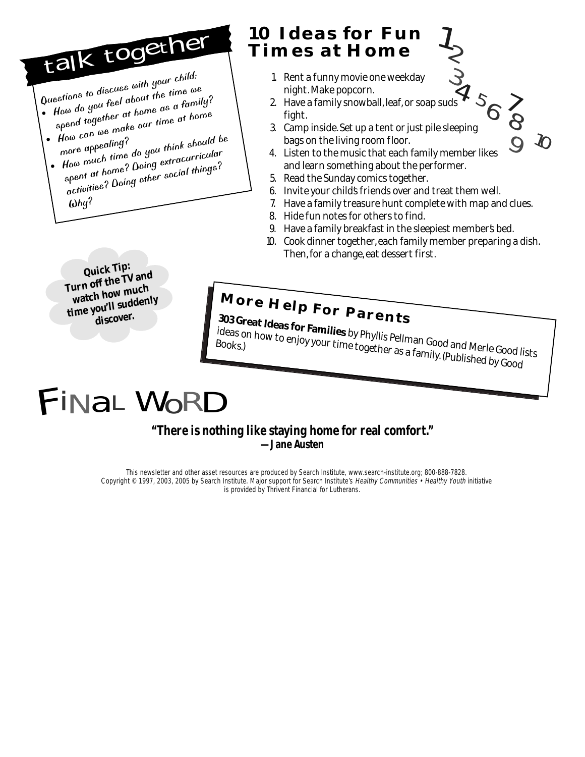## talk together

Questions to discuss with your child:

- How do you feel about the time we spend together at home as a family?
- How can we make our time at home more appealing?
- How much time do you think should be spent at home? Doing extracurricular activities? Doing other social things? Why?

## 10 Ideas for Fun Times at Home

1. Rent a funny movie one weekday night. Make popcorn.
2. Have a family snowball, leaf, or soap suds fight.
3. Camp inside. Set up a tent or just pile sleeping bags on the living room floor.
4. Listen to the music that each family member likes and learn something about the performer.
5. Read the Sunday comics together.
6. Invite your child's friends over and treat them well.
7. Have a family treasure hunt complete with map and clues.
8. Hide fun notes for others to find.
9. Have a family breakfast in the sleepiest member's bed.
10. Cook dinner together, each family member preparing a dish. Then, for a change, eat dessert first.

**Quick Tip:**
**Turn off the TV and watch how much time you'll suddenly discover.**

## More Help For Parents

**303 Great Ideas for Families** by Phyllis Pellman Good and Merle Good lists ideas on how to enjoy your time together as a family. (Published by Good Books.)

## Final Word

**"There is nothing like staying home for real comfort."**
**—Jane Austen**

This newsletter and other asset resources are produced by Search Institute, www.search-institute.org; 800-888-7828.
Copyright © 1997, 2003, 2005 by Search Institute. Major support for Search Institute's *Healthy Communities • Healthy Youth* initiative is provided by Thrivent Financial for Lutherans.